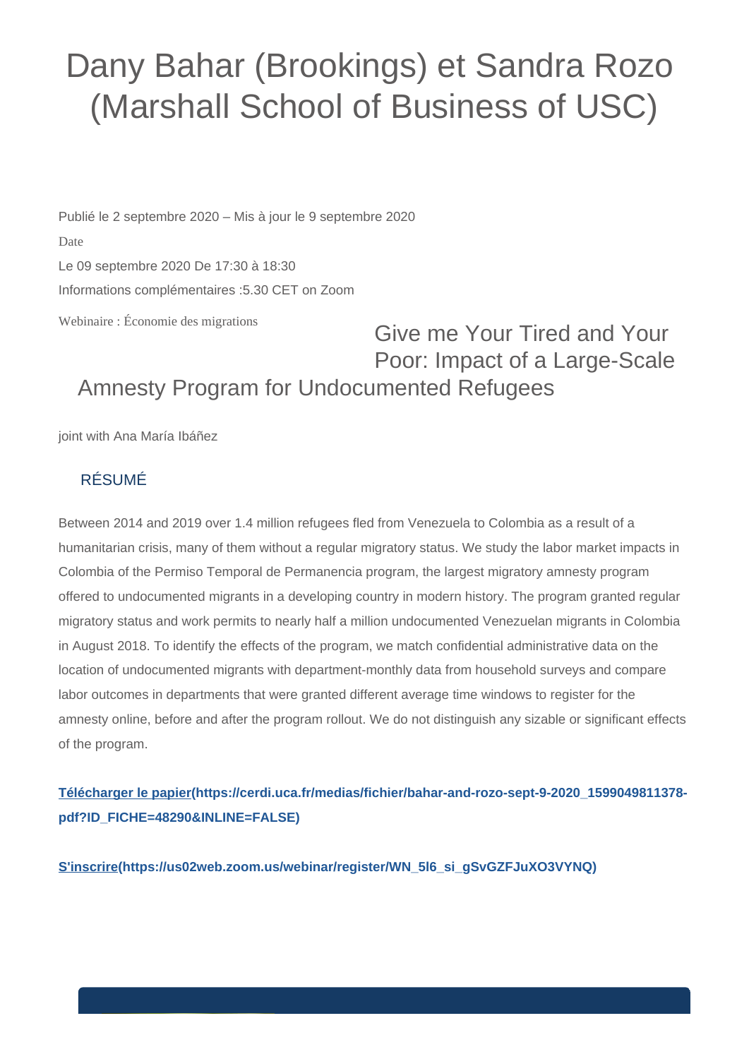# Dany Bahar (Brookings) et Sandra Rozo (Marshall School of Business of USC)

Publié le 2 septembre 2020 – Mis à jour le 9 septembre 2020

Date

Le 09 septembre 2020 De 17:30 à 18:30

Informations complémentaires :5.30 CET on Zoom

Webinaire : Économie des migrations

## Give me Your Tired and Your Poor: Impact of a Large-Scale Amnesty Program for Undocumented Refugees

joint with Ana María Ibáñez

### RÉSUMÉ

Between 2014 and 2019 over 1.4 million refugees fled from Venezuela to Colombia as a result of a humanitarian crisis, many of them without a regular migratory status. We study the labor market impacts in Colombia of the Permiso Temporal de Permanencia program, the largest migratory amnesty program offered to undocumented migrants in a developing country in modern history. The program granted regular migratory status and work permits to nearly half a million undocumented Venezuelan migrants in Colombia in August 2018. To identify the effects of the program, we match confidential administrative data on the location of undocumented migrants with department-monthly data from household surveys and compare labor outcomes in departments that were granted different average time windows to register for the amnesty online, before and after the program rollout. We do not distinguish any sizable or significant effects of the program.

**Télécharger le papier(https://cerdi.uca.fr/medias/fichier/bahar-and-rozo-sept-9-2020_1599049811378-pdf?ID_FICHE=48290&INLINE=FALSE)**

**S'inscrire(https://us02web.zoom.us/webinar/register/WN_5l6_si_gSvGZFJuXO3VYNQ)**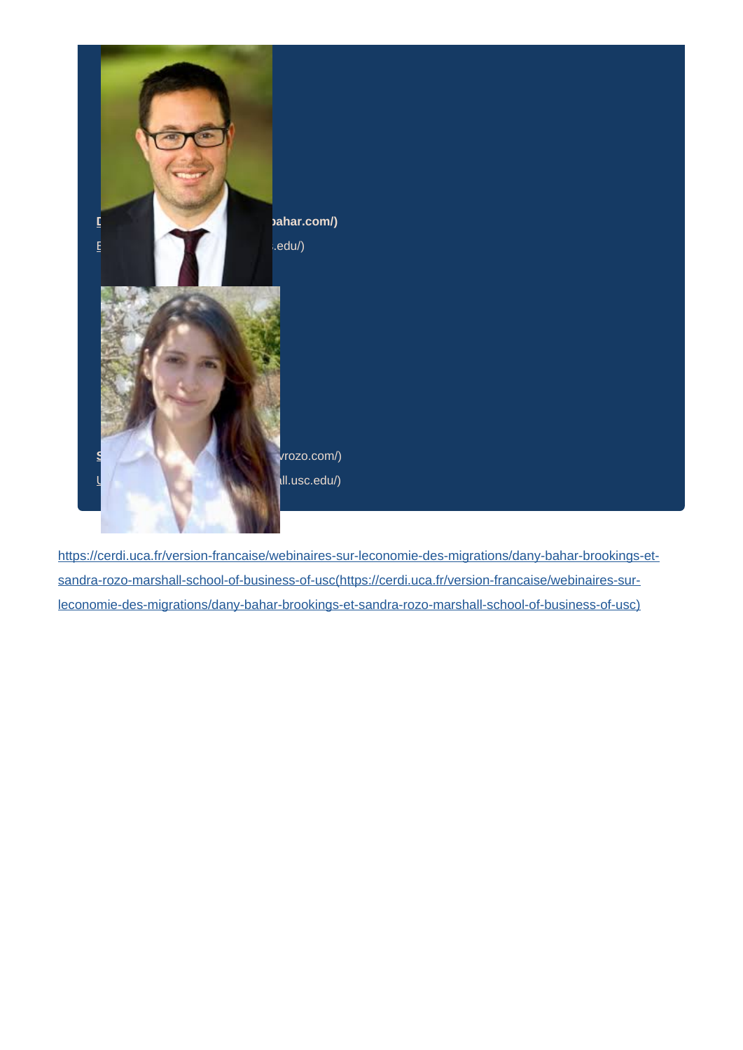D bahar.com/)

E .edu/)

S vrozo.com/)

U ll.usc.edu/)

https://cerdi.uca.fr/version-francaise/webinaires-sur-leconomie-des-migrations/dany-bahar-brookings-et-sandra-rozo-marshall-school-of-business-of-usc(https://cerdi.uca.fr/version-francaise/webinaires-sur-leconomie-des-migrations/dany-bahar-brookings-et-sandra-rozo-marshall-school-of-business-of-usc)